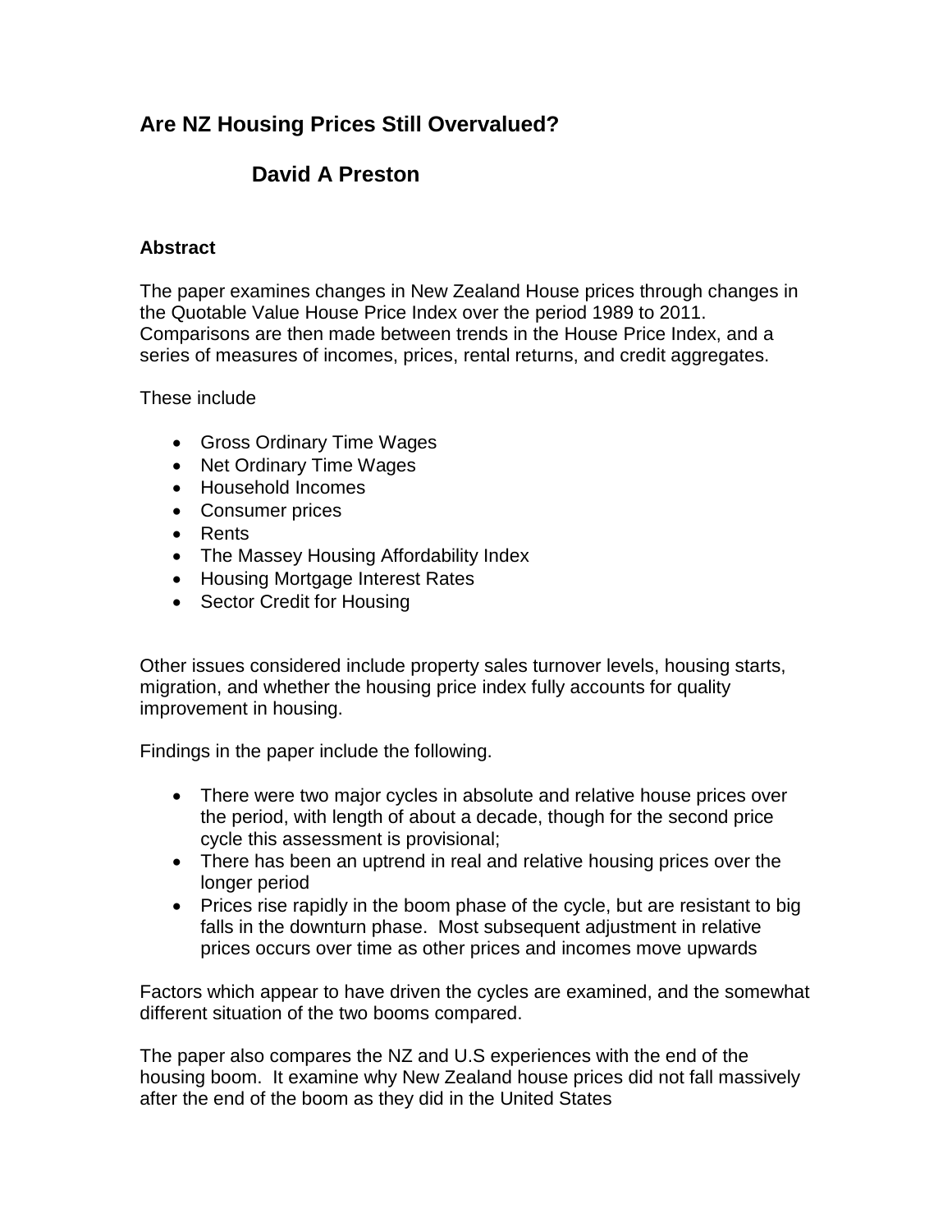# Are NZ Housing Prices Still Overvalued?

## David A Preston

### Abstract

The paper examines changes in New Zealand House prices through changes in the Quotable Value House Price Index over the period 1989 to 2011. Comparisons are then made between trends in the House Price Index, and a series of measures of incomes, prices, rental returns, and credit aggregates.

These include

- Gross Ordinary Time Wages
- Net Ordinary Time Wages
- Household Incomes
- Consumer prices
- Rents
- The Massey Housing Affordability Index
- Housing Mortgage Interest Rates
- Sector Credit for Housing

Other issues considered include property sales turnover levels, housing starts, migration, and whether the housing price index fully accounts for quality improvement in housing.

Findings in the paper include the following.

- There were two major cycles in absolute and relative house prices over the period, with length of about a decade, though for the second price cycle this assessment is provisional;
- There has been an uptrend in real and relative housing prices over the longer period
- Prices rise rapidly in the boom phase of the cycle, but are resistant to big falls in the downturn phase. Most subsequent adjustment in relative prices occurs over time as other prices and incomes move upwards

Factors which appear to have driven the cycles are examined, and the somewhat different situation of the two booms compared.

The paper also compares the NZ and U.S experiences with the end of the housing boom. It examine why New Zealand house prices did not fall massively after the end of the boom as they did in the United States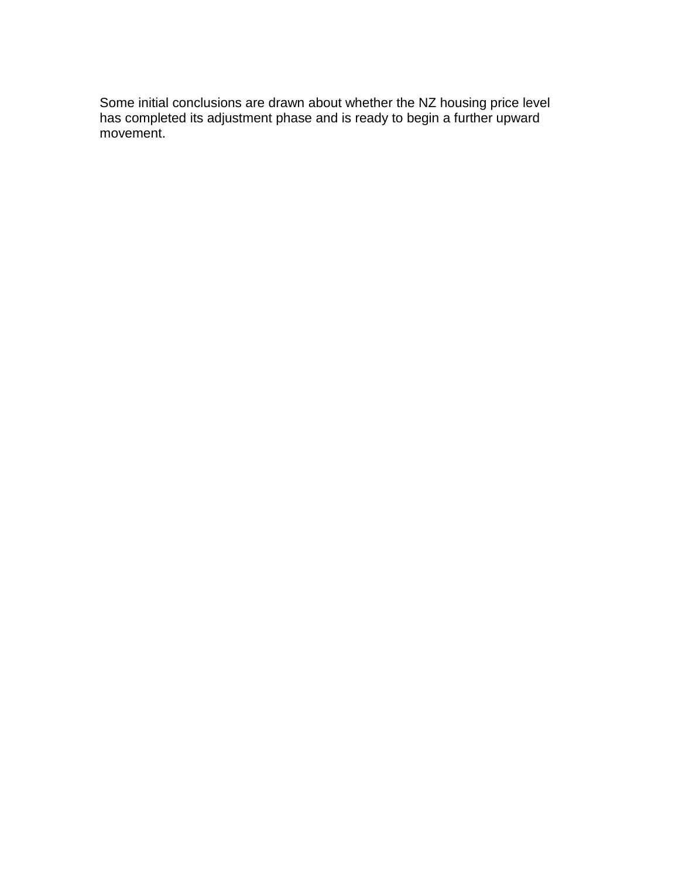Some initial conclusions are drawn about whether the NZ housing price level has completed its adjustment phase and is ready to begin a further upward movement.